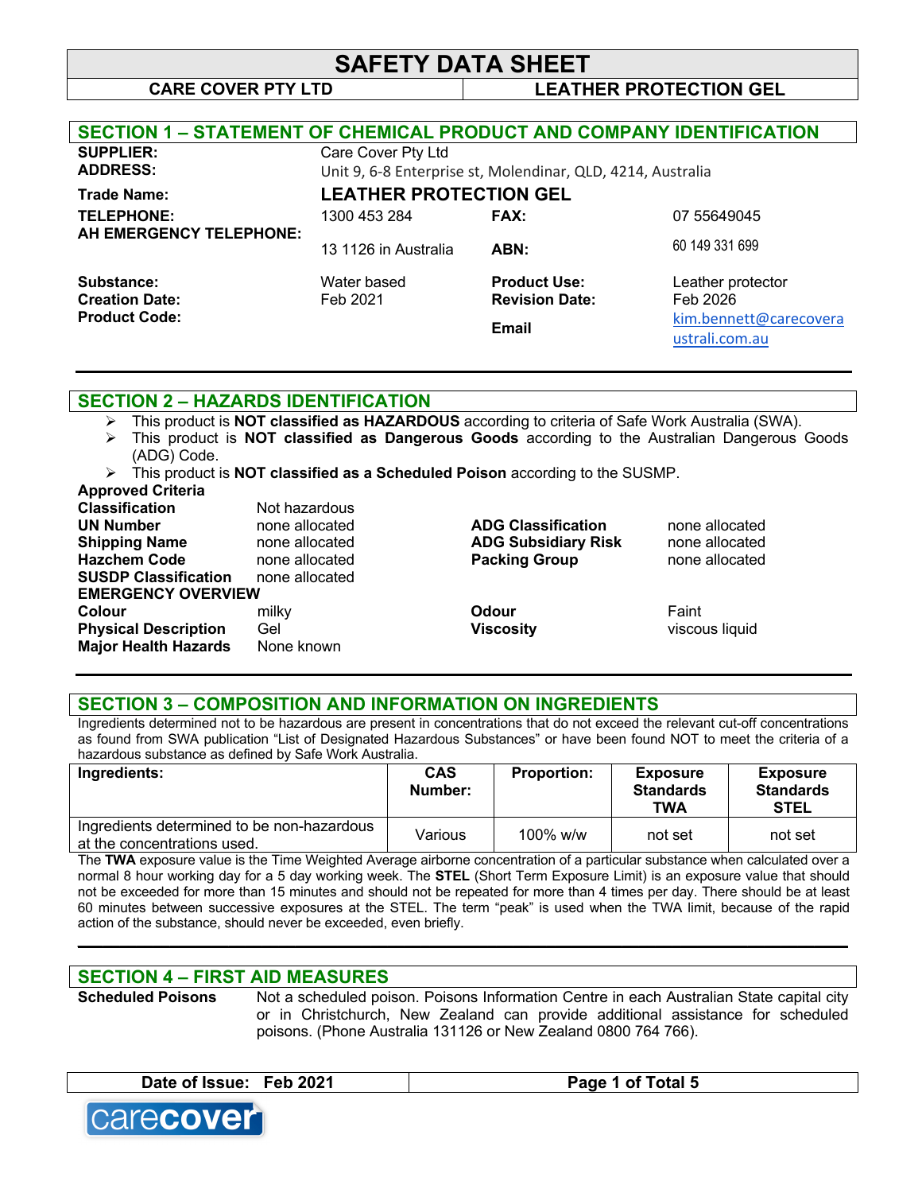# SAFETY DATA SHEET

| CARE COVER PTY LTD | LEATHER PROTECTION GEL |
|---|---|

## SECTION 1 – STATEMENT OF CHEMICAL PRODUCT AND COMPANY IDENTIFICATION

| | | | |
|---|---|---|---|
| **SUPPLIER:** | Care Cover Pty Ltd | | |
| **ADDRESS:** | Unit 9, 6-8 Enterprise st, Molendinar, QLD, 4214, Australia | | |
| **Trade Name:** | **LEATHER PROTECTION GEL** | | |
| **TELEPHONE:** | 1300 453 284 | **FAX:** | 07 55649045 |
| **AH EMERGENCY TELEPHONE:** | 13 1126 in Australia | **ABN:** | 60 149 331 699 |
| **Substance:** | Water based | **Product Use:** | Leather protector |
| **Creation Date:** | Feb 2021 | **Revision Date:** | Feb 2026 |
| **Product Code:** | | **Email** | kim.bennett@carecoverau stralia.com.au |

## SECTION 2 – HAZARDS IDENTIFICATION

- This product is **NOT classified as HAZARDOUS** according to criteria of Safe Work Australia (SWA).
- This product is **NOT classified as Dangerous Goods** according to the Australian Dangerous Goods (ADG) Code.
- This product is **NOT classified as a Scheduled Poison** according to the SUSMP.

**Approved Criteria**

| | | | |
|---|---|---|---|
| **Classification** | Not hazardous | | |
| **UN Number** | none allocated | **ADG Classification** | none allocated |
| **Shipping Name** | none allocated | **ADG Subsidiary Risk** | none allocated |
| **Hazchem Code** | none allocated | **Packing Group** | none allocated |
| **SUSDP Classification** | none allocated | | |

**EMERGENCY OVERVIEW**

| | | | |
|---|---|---|---|
| **Colour** | milky | **Odour** | Faint |
| **Physical Description** | Gel | **Viscosity** | viscous liquid |
| **Major Health Hazards** | None known | | |

## SECTION 3 – COMPOSITION AND INFORMATION ON INGREDIENTS

Ingredients determined not to be hazardous are present in concentrations that do not exceed the relevant cut-off concentrations as found from SWA publication "List of Designated Hazardous Substances" or have been found NOT to meet the criteria of a hazardous substance as defined by Safe Work Australia.

| Ingredients: | CAS Number: | Proportion: | Exposure Standards TWA | Exposure Standards STEL |
|---|---|---|---|---|
| Ingredients determined to be non-hazardous at the concentrations used. | Various | 100% w/w | not set | not set |

The **TWA** exposure value is the Time Weighted Average airborne concentration of a particular substance when calculated over a normal 8 hour working day for a 5 day working week. The **STEL** (Short Term Exposure Limit) is an exposure value that should not be exceeded for more than 15 minutes and should not be repeated for more than 4 times per day. There should be at least 60 minutes between successive exposures at the STEL. The term "peak" is used when the TWA limit, because of the rapid action of the substance, should never be exceeded, even briefly.

## SECTION 4 – FIRST AID MEASURES

**Scheduled Poisons** Not a scheduled poison. Poisons Information Centre in each Australian State capital city or in Christchurch, New Zealand can provide additional assistance for scheduled poisons. (Phone Australia 131126 or New Zealand 0800 764 766).

**Date of Issue:** Feb 2021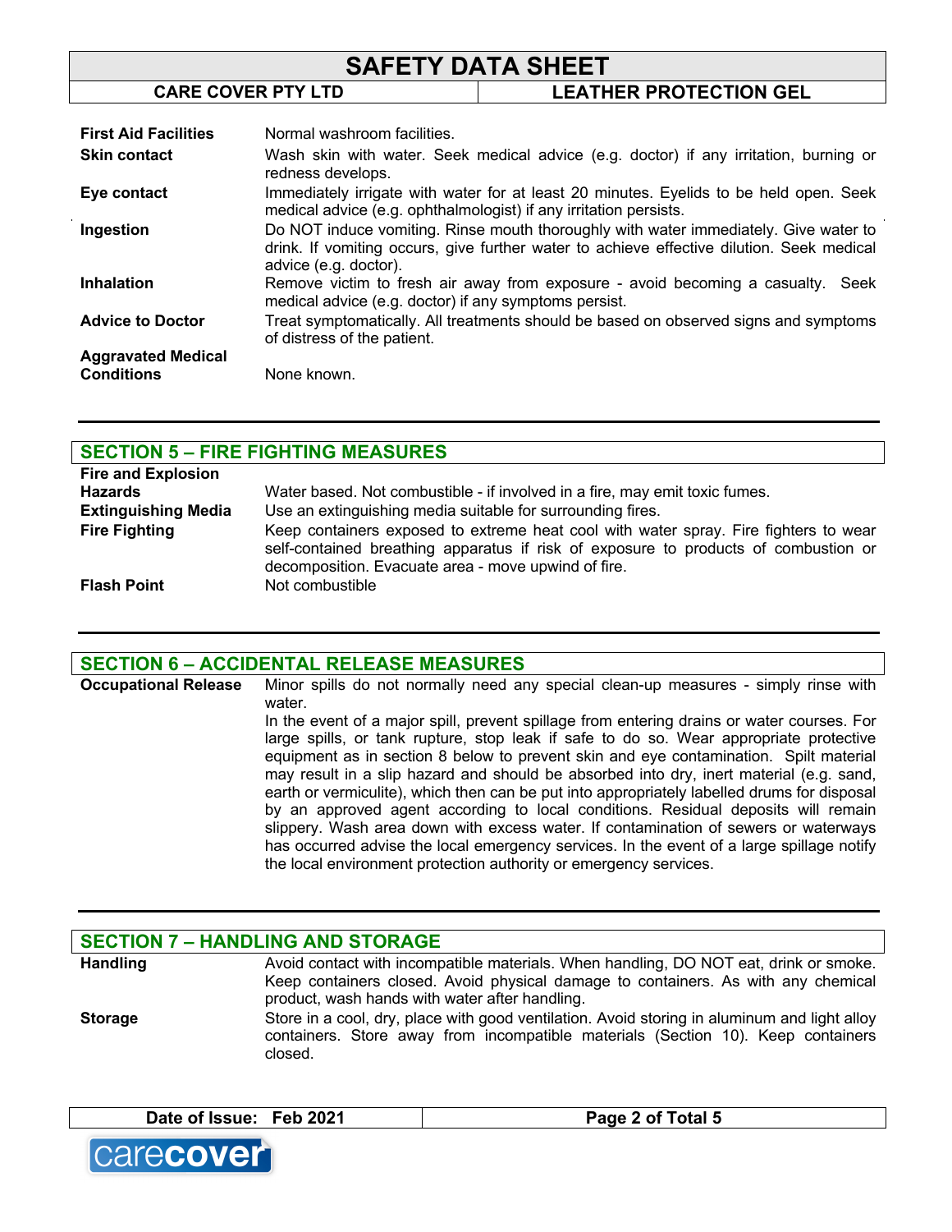| | |
|---|---|
| **First Aid Facilities** | Normal washroom facilities. |
| **Skin contact** | Wash skin with water. Seek medical advice (e.g. doctor) if any irritation, burning or redness develops. |
| **Eye contact** | Immediately irrigate with water for at least 20 minutes. Eyelids to be held open. Seek medical advice (e.g. ophthalmologist) if any irritation persists. |
| **Ingestion** | Do NOT induce vomiting. Rinse mouth thoroughly with water immediately. Give water to drink. If vomiting occurs, give further water to achieve effective dilution. Seek medical advice (e.g. doctor). |
| **Inhalation** | Remove victim to fresh air away from exposure - avoid becoming a casualty. Seek medical advice (e.g. doctor) if any symptoms persist. |
| **Advice to Doctor** | Treat symptomatically. All treatments should be based on observed signs and symptoms of distress of the patient. |
| **Aggravated Medical Conditions** | None known. |

## SECTION 5 – FIRE FIGHTING MEASURES

| | |
|---|---|
| **Fire and Explosion Hazards** | Water based. Not combustible - if involved in a fire, may emit toxic fumes. |
| **Extinguishing Media** | Use an extinguishing media suitable for surrounding fires. |
| **Fire Fighting** | Keep containers exposed to extreme heat cool with water spray. Fire fighters to wear self-contained breathing apparatus if risk of exposure to products of combustion or decomposition. Evacuate area - move upwind of fire. |
| **Flash Point** | Not combustible |

## SECTION 6 – ACCIDENTAL RELEASE MEASURES

| | |
|---|---|
| **Occupational Release** | Minor spills do not normally need any special clean-up measures - simply rinse with water. In the event of a major spill, prevent spillage from entering drains or water courses. For large spills, or tank rupture, stop leak if safe to do so. Wear appropriate protective equipment as in section 8 below to prevent skin and eye contamination. Spilt material may result in a slip hazard and should be absorbed into dry, inert material (e.g. sand, earth or vermiculite), which then can be put into appropriately labelled drums for disposal by an approved agent according to local conditions. Residual deposits will remain slippery. Wash area down with excess water. If contamination of sewers or waterways has occurred advise the local emergency services. In the event of a large spillage notify the local environment protection authority or emergency services. |

## SECTION 7 – HANDLING AND STORAGE

| | |
|---|---|
| **Handling** | Avoid contact with incompatible materials. When handling, DO NOT eat, drink or smoke. Keep containers closed. Avoid physical damage to containers. As with any chemical product, wash hands with water after handling. |
| **Storage** | Store in a cool, dry, place with good ventilation. Avoid storing in aluminum and light alloy containers. Store away from incompatible materials (Section 10). Keep containers closed. |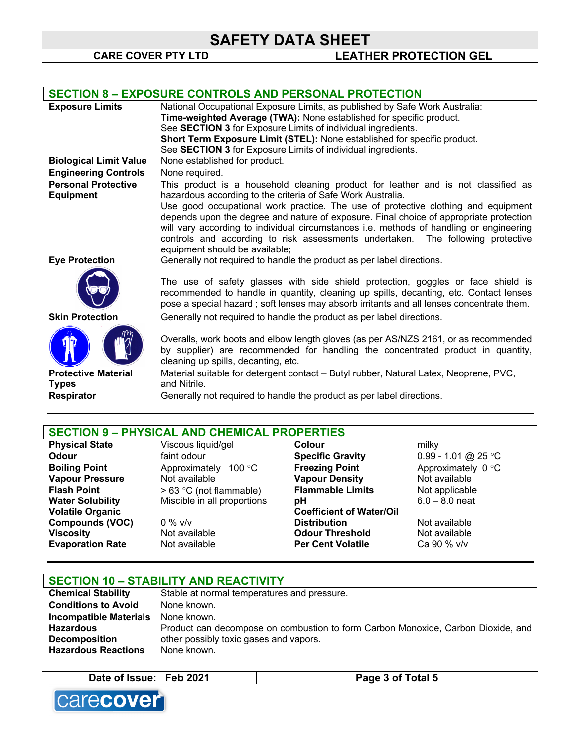## SECTION 8 – EXPOSURE CONTROLS AND PERSONAL PROTECTION

| | |
|---|---|
| **Exposure Limits** | National Occupational Exposure Limits, as published by Safe Work Australia: **Time-weighted Average (TWA):** None established for specific product. See **SECTION 3** for Exposure Limits of individual ingredients. **Short Term Exposure Limit (STEL):** None established for specific product. See **SECTION 3** for Exposure Limits of individual ingredients. |
| **Biological Limit Value** | None established for product. |
| **Engineering Controls** | None required. |
| **Personal Protective Equipment** | This product is a household cleaning product for leather and is not classified as hazardous according to the criteria of Safe Work Australia. Use good occupational work practice. The use of protective clothing and equipment depends upon the degree and nature of exposure. Final choice of appropriate protection will vary according to individual circumstances i.e. methods of handling or engineering controls and according to risk assessments undertaken. The following protective equipment should be available; |
| **Eye Protection** | Generally not required to handle the product as per label directions. The use of safety glasses with side shield protection, goggles or face shield is recommended to handle in quantity, cleaning up spills, decanting, etc. Contact lenses pose a special hazard ; soft lenses may absorb irritants and all lenses concentrate them. |
| **Skin Protection** | Generally not required to handle the product as per label directions. Overalls, work boots and elbow length gloves (as per AS/NZS 2161, or as recommended by supplier) are recommended for handling the concentrated product in quantity, cleaning up spills, decanting, etc. |
| **Protective Material Types** | Material suitable for detergent contact – Butyl rubber, Natural Latex, Neoprene, PVC, and Nitrile. |
| **Respirator** | Generally not required to handle the product as per label directions. |

## SECTION 9 – PHYSICAL AND CHEMICAL PROPERTIES

| | | | |
|---|---|---|---|
| **Physical State** | Viscous liquid/gel | **Colour** | milky |
| **Odour** | faint odour | **Specific Gravity** | 0.99 - 1.01 @ 25 °C |
| **Boiling Point** | Approximately 100 °C | **Freezing Point** | Approximately 0 °C |
| **Vapour Pressure** | Not available | **Vapour Density** | Not available |
| **Flash Point** | > 63 °C (not flammable) | **Flammable Limits** | Not applicable |
| **Water Solubility** | Miscible in all proportions | **pH** | 6.0 – 8.0 neat |
| **Volatile Organic Compounds (VOC)** | 0 % v/v | **Coefficient of Water/Oil Distribution** | Not available |
| **Viscosity** | Not available | **Odour Threshold** | Not available |
| **Evaporation Rate** | Not available | **Per Cent Volatile** | Ca 90 % v/v |

## SECTION 10 – STABILITY AND REACTIVITY

| | |
|---|---|
| **Chemical Stability** | Stable at normal temperatures and pressure. |
| **Conditions to Avoid** | None known. |
| **Incompatible Materials** | None known. |
| **Hazardous Decomposition** | Product can decompose on combustion to form Carbon Monoxide, Carbon Dioxide, and other possibly toxic gases and vapors. |
| **Hazardous Reactions** | None known. |

Date of Issue: Feb 2021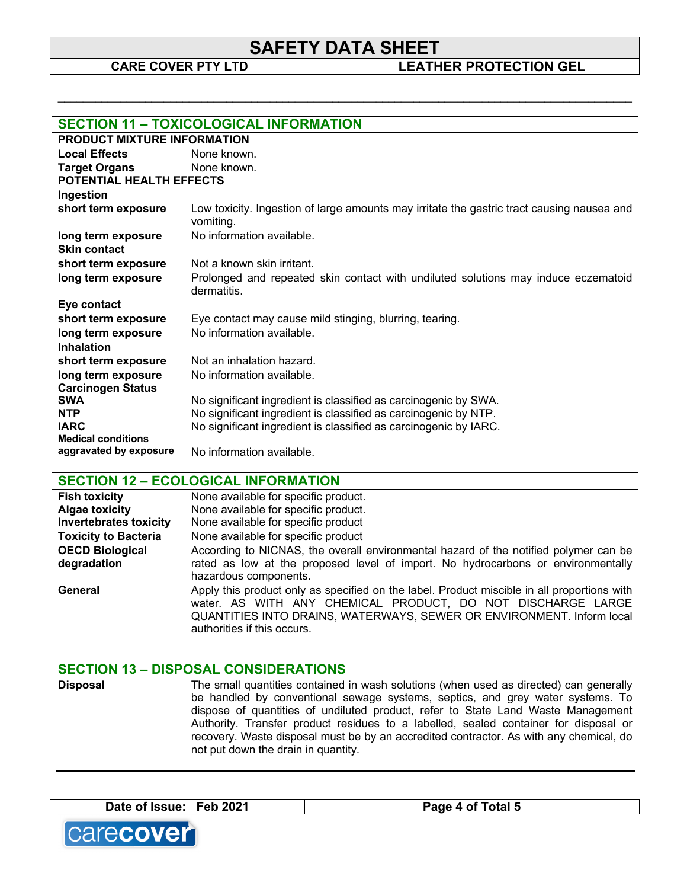## SECTION 11 – TOXICOLOGICAL INFORMATION

**PRODUCT MIXTURE INFORMATION**

| | |
|---|---|
| **Local Effects** | None known. |
| **Target Organs** | None known. |

**POTENTIAL HEALTH EFFECTS**

**Ingestion**

| | |
|---|---|
| **short term exposure** | Low toxicity. Ingestion of large amounts may irritate the gastric tract causing nausea and vomiting. |
| **long term exposure** | No information available. |

**Skin contact**

| | |
|---|---|
| **short term exposure** | Not a known skin irritant. |
| **long term exposure** | Prolonged and repeated skin contact with undiluted solutions may induce eczematoid dermatitis. |

**Eye contact**

| | |
|---|---|
| **short term exposure** | Eye contact may cause mild stinging, blurring, tearing. |
| **long term exposure** | No information available. |

**Inhalation**

| | |
|---|---|
| **short term exposure** | Not an inhalation hazard. |
| **long term exposure** | No information available. |

**Carcinogen Status**

| | |
|---|---|
| **SWA** | No significant ingredient is classified as carcinogenic by SWA. |
| **NTP** | No significant ingredient is classified as carcinogenic by NTP. |
| **IARC** | No significant ingredient is classified as carcinogenic by IARC. |
| **Medical conditions aggravated by exposure** | No information available. |

## SECTION 12 – ECOLOGICAL INFORMATION

| | |
|---|---|
| **Fish toxicity** | None available for specific product. |
| **Algae toxicity** | None available for specific product. |
| **Invertebrates toxicity** | None available for specific product |
| **Toxicity to Bacteria** | None available for specific product |
| **OECD Biological degradation** | According to NICNAS, the overall environmental hazard of the notified polymer can be rated as low at the proposed level of import. No hydrocarbons or environmentally hazardous components. |
| **General** | Apply this product only as specified on the label. Product miscible in all proportions with water. AS WITH ANY CHEMICAL PRODUCT, DO NOT DISCHARGE LARGE QUANTITIES INTO DRAINS, WATERWAYS, SEWER OR ENVIRONMENT. Inform local authorities if this occurs. |

## SECTION 13 – DISPOSAL CONSIDERATIONS

| | |
|---|---|
| **Disposal** | The small quantities contained in wash solutions (when used as directed) can generally be handled by conventional sewage systems, septics, and grey water systems. To dispose of quantities of undiluted product, refer to State Land Waste Management Authority. Transfer product residues to a labelled, sealed container for disposal or recovery. Waste disposal must be by an accredited contractor. As with any chemical, do not put down the drain in quantity. |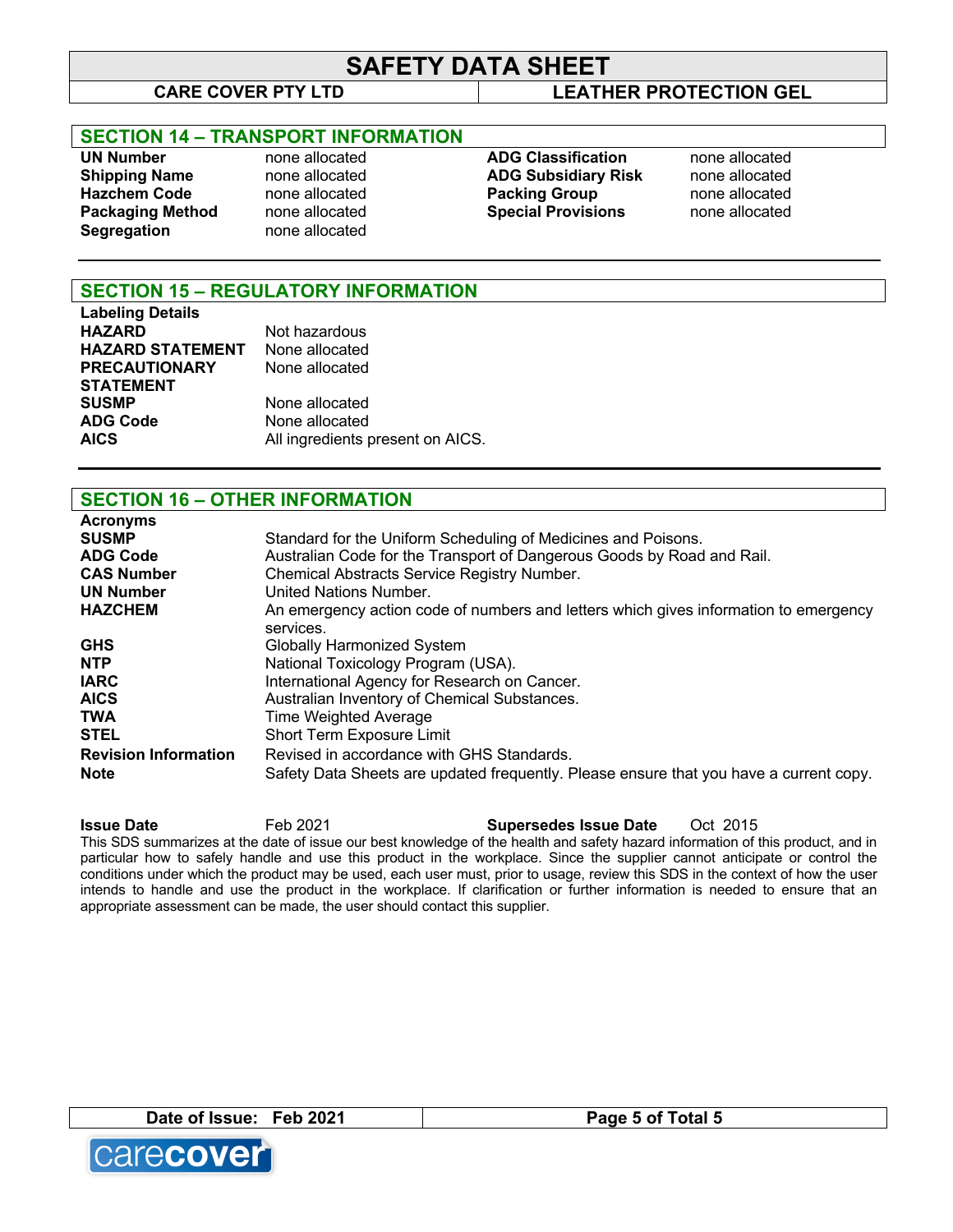## SECTION 14 – TRANSPORT INFORMATION

| | | | |
|---|---|---|---|
| **UN Number** | none allocated | **ADG Classification** | none allocated |
| **Shipping Name** | none allocated | **ADG Subsidiary Risk** | none allocated |
| **Hazchem Code** | none allocated | **Packing Group** | none allocated |
| **Packaging Method** | none allocated | **Special Provisions** | none allocated |
| **Segregation** | none allocated | | |

## SECTION 15 – REGULATORY INFORMATION

**Labeling Details**

| | |
|---|---|
| **HAZARD** | Not hazardous |
| **HAZARD STATEMENT** | None allocated |
| **PRECAUTIONARY STATEMENT** | None allocated |
| **SUSMP** | None allocated |
| **ADG Code** | None allocated |
| **AICS** | All ingredients present on AICS. |

## SECTION 16 – OTHER INFORMATION

**Acronyms**

| | |
|---|---|
| **SUSMP** | Standard for the Uniform Scheduling of Medicines and Poisons. |
| **ADG Code** | Australian Code for the Transport of Dangerous Goods by Road and Rail. |
| **CAS Number** | Chemical Abstracts Service Registry Number. |
| **UN Number** | United Nations Number. |
| **HAZCHEM** | An emergency action code of numbers and letters which gives information to emergency services. |
| **GHS** | Globally Harmonized System |
| **NTP** | National Toxicology Program (USA). |
| **IARC** | International Agency for Research on Cancer. |
| **AICS** | Australian Inventory of Chemical Substances. |
| **TWA** | Time Weighted Average |
| **STEL** | Short Term Exposure Limit |
| **Revision Information** | Revised in accordance with GHS Standards. |
| **Note** | Safety Data Sheets are updated frequently. Please ensure that you have a current copy. |

**Issue Date** Feb 2021 **Supersedes Issue Date** Oct 2015

This SDS summarizes at the date of issue our best knowledge of the health and safety hazard information of this product, and in particular how to safely handle and use this product in the workplace. Since the supplier cannot anticipate or control the conditions under which the product may be used, each user must, prior to usage, review this SDS in the context of how the user intends to handle and use the product in the workplace. If clarification or further information is needed to ensure that an appropriate assessment can be made, the user should contact this supplier.